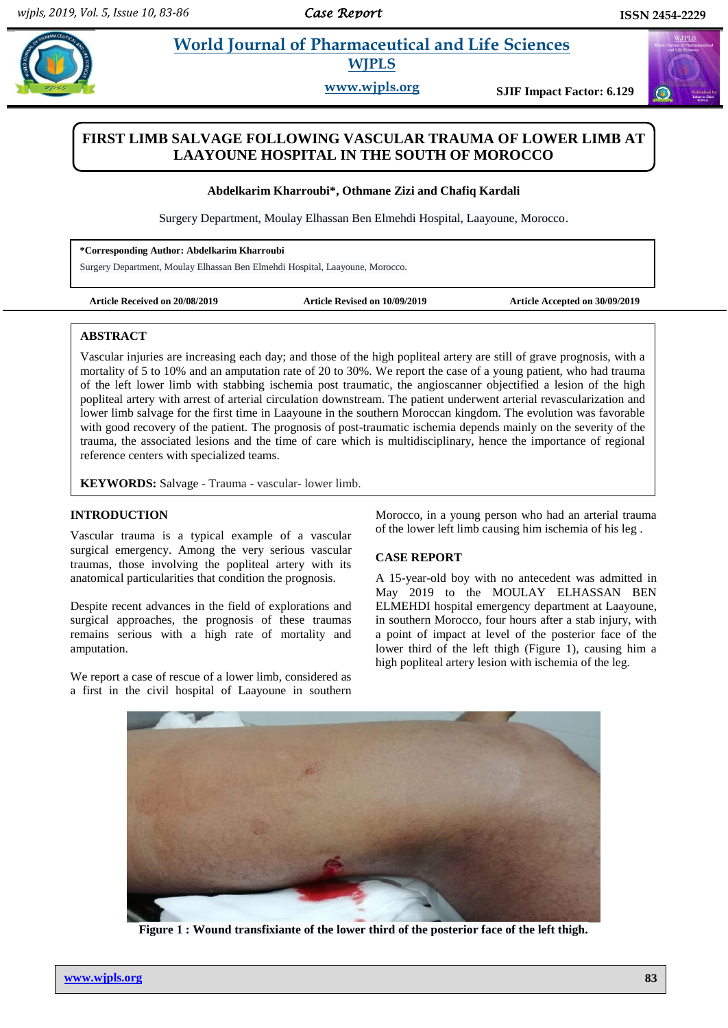# FIRST LIMB SALVAGE FOLLOWING VASCULAR TRAUMA OF LOWER LIMB AT LAAYOUNE HOSPITAL IN THE SOUTH OF MOROCCO

**Abdelkarim Kharroubi\*, Othmane Zizi and Chafiq Kardali**

Surgery Department, Moulay Elhassan Ben Elmehdi Hospital, Laayoune, Morocco.

**\*Corresponding Author: Abdelkarim Kharroubi**

Surgery Department, Moulay Elhassan Ben Elmehdi Hospital, Laayoune, Morocco.

**Article Received on 20/08/2019** **Article Revised on 10/09/2019** **Article Accepted on 30/09/2019**

## ABSTRACT

Vascular injuries are increasing each day; and those of the high popliteal artery are still of grave prognosis, with a mortality of 5 to 10% and an amputation rate of 20 to 30%. We report the case of a young patient, who had trauma of the left lower limb with stabbing ischemia post traumatic, the angioscanner objectified a lesion of the high popliteal artery with arrest of arterial circulation downstream. The patient underwent arterial revascularization and lower limb salvage for the first time in Laayoune in the southern Moroccan kingdom. The evolution was favorable with good recovery of the patient. The prognosis of post-traumatic ischemia depends mainly on the severity of the trauma, the associated lesions and the time of care which is multidisciplinary, hence the importance of regional reference centers with specialized teams.

**KEYWORDS:** Salvage - Trauma - vascular- lower limb.

## INTRODUCTION

Vascular trauma is a typical example of a vascular surgical emergency. Among the very serious vascular traumas, those involving the popliteal artery with its anatomical particularities that condition the prognosis.

Despite recent advances in the field of explorations and surgical approaches, the prognosis of these traumas remains serious with a high rate of mortality and amputation.

We report a case of rescue of a lower limb, considered as a first in the civil hospital of Laayoune in southern Morocco, in a young person who had an arterial trauma of the lower left limb causing him ischemia of his leg .

## CASE REPORT

A 15-year-old boy with no antecedent was admitted in May 2019 to the MOULAY ELHASSAN BEN ELMEHDI hospital emergency department at Laayoune, in southern Morocco, four hours after a stab injury, with a point of impact at level of the posterior face of the lower third of the left thigh (Figure 1), causing him a high popliteal artery lesion with ischemia of the leg.

**Figure 1 : Wound transfixiante of the lower third of the posterior face of the left thigh.**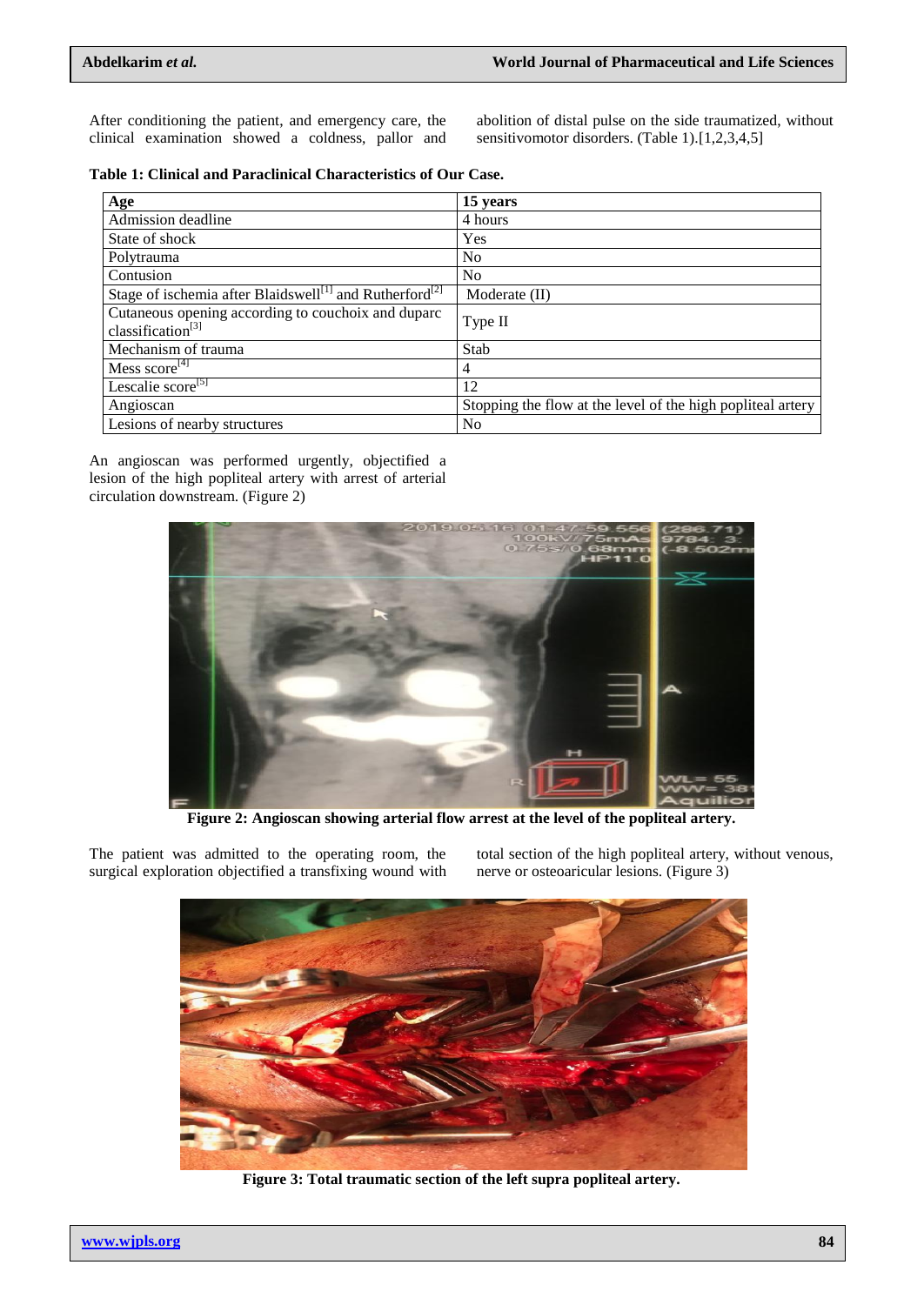After conditioning the patient, and emergency care, the clinical examination showed a coldness, pallor and abolition of distal pulse on the side traumatized, without sensitivomotor disorders. (Table 1).[1,2,3,4,5]

**Table 1: Clinical and Paraclinical Characteristics of Our Case.**

| **Age** | **15 years** |
|---|---|
| Admission deadline | 4 hours |
| State of shock | Yes |
| Polytrauma | No |
| Contusion | No |
| Stage of ischemia after Blaidswell[1] and Rutherford[2] | Moderate (II) |
| Cutaneous opening according to couchoix and duparc classification[3] | Type II |
| Mechanism of trauma | Stab |
| Mess score[4] | 4 |
| Lescalie score[5] | 12 |
| Angioscan | Stopping the flow at the level of the high popliteal artery |
| Lesions of nearby structures | No |

An angioscan was performed urgently, objectified a lesion of the high popliteal artery with arrest of arterial circulation downstream. (Figure 2)

**Figure 2: Angioscan showing arterial flow arrest at the level of the popliteal artery.**

The patient was admitted to the operating room, the surgical exploration objectified a transfixing wound with total section of the high popliteal artery, without venous, nerve or osteoaricular lesions. (Figure 3)

**Figure 3: Total traumatic section of the left supra popliteal artery.**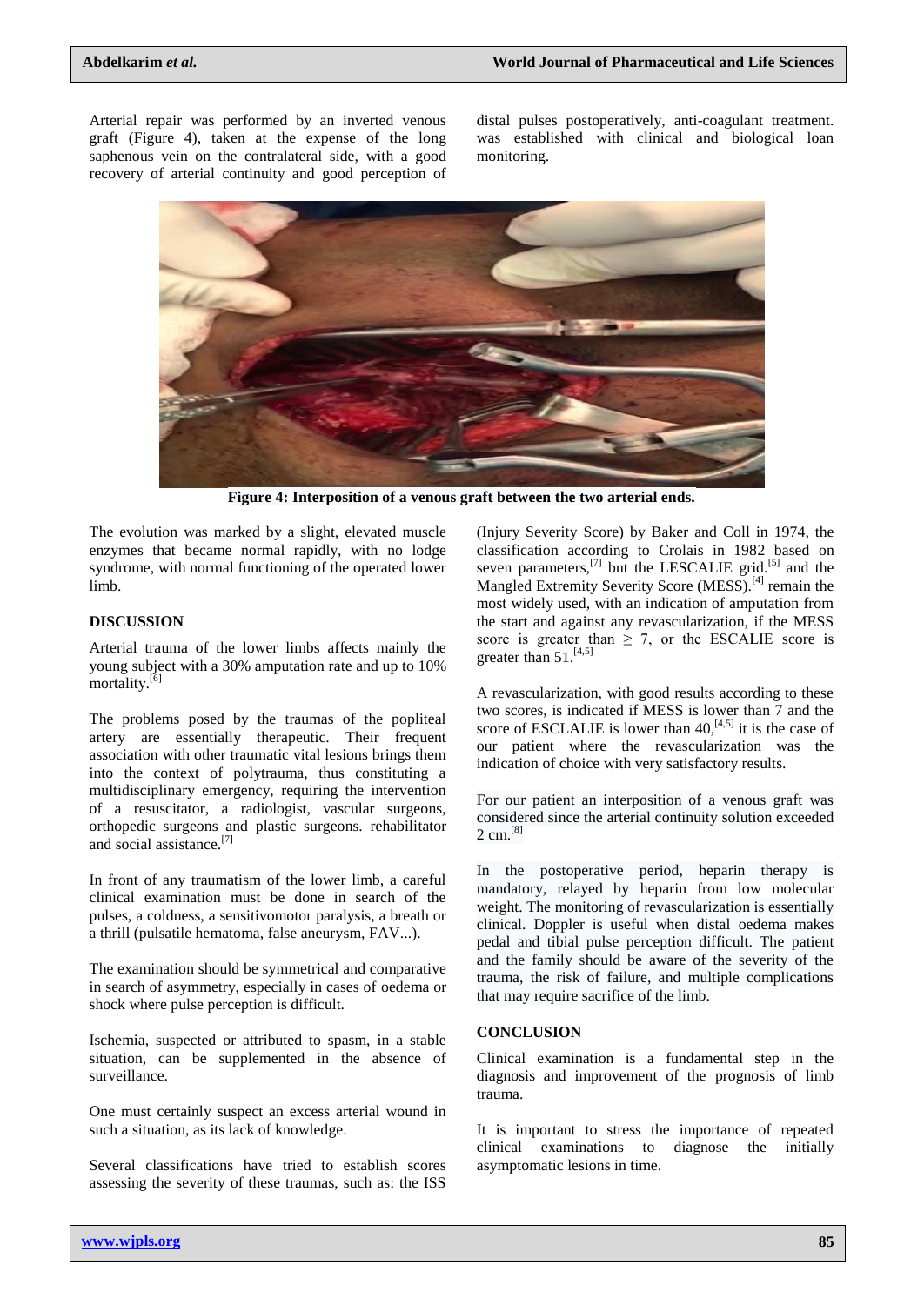Arterial repair was performed by an inverted venous graft (Figure 4), taken at the expense of the long saphenous vein on the contralateral side, with a good recovery of arterial continuity and good perception of distal pulses postoperatively, anti-coagulant treatment. was established with clinical and biological loan monitoring.

**Figure 4: Interposition of a venous graft between the two arterial ends.**

The evolution was marked by a slight, elevated muscle enzymes that became normal rapidly, with no lodge syndrome, with normal functioning of the operated lower limb.

## DISCUSSION

Arterial trauma of the lower limbs affects mainly the young subject with a 30% amputation rate and up to 10% mortality.[6]

The problems posed by the traumas of the popliteal artery are essentially therapeutic. Their frequent association with other traumatic vital lesions brings them into the context of polytrauma, thus constituting a multidisciplinary emergency, requiring the intervention of a resuscitator, a radiologist, vascular surgeons, orthopedic surgeons and plastic surgeons. rehabilitator and social assistance.[7]

In front of any traumatism of the lower limb, a careful clinical examination must be done in search of the pulses, a coldness, a sensitivomotor paralysis, a breath or a thrill (pulsatile hematoma, false aneurysm, FAV...).

The examination should be symmetrical and comparative in search of asymmetry, especially in cases of oedema or shock where pulse perception is difficult.

Ischemia, suspected or attributed to spasm, in a stable situation, can be supplemented in the absence of surveillance.

One must certainly suspect an excess arterial wound in such a situation, as its lack of knowledge.

Several classifications have tried to establish scores assessing the severity of these traumas, such as: the ISS (Injury Severity Score) by Baker and Coll in 1974, the classification according to Crolais in 1982 based on seven parameters,[7] but the LESCALIE grid.[5] and the Mangled Extremity Severity Score (MESS).[4] remain the most widely used, with an indication of amputation from the start and against any revascularization, if the MESS score is greater than $\geq 7$, or the ESCALIE score is greater than 51.[4,5]

A revascularization, with good results according to these two scores, is indicated if MESS is lower than 7 and the score of ESCLALIE is lower than 40,[4,5] it is the case of our patient where the revascularization was the indication of choice with very satisfactory results.

For our patient an interposition of a venous graft was considered since the arterial continuity solution exceeded 2 cm.[8]

In the postoperative period, heparin therapy is mandatory, relayed by heparin from low molecular weight. The monitoring of revascularization is essentially clinical. Doppler is useful when distal oedema makes pedal and tibial pulse perception difficult. The patient and the family should be aware of the severity of the trauma, the risk of failure, and multiple complications that may require sacrifice of the limb.

## CONCLUSION

Clinical examination is a fundamental step in the diagnosis and improvement of the prognosis of limb trauma.

It is important to stress the importance of repeated clinical examinations to diagnose the initially asymptomatic lesions in time.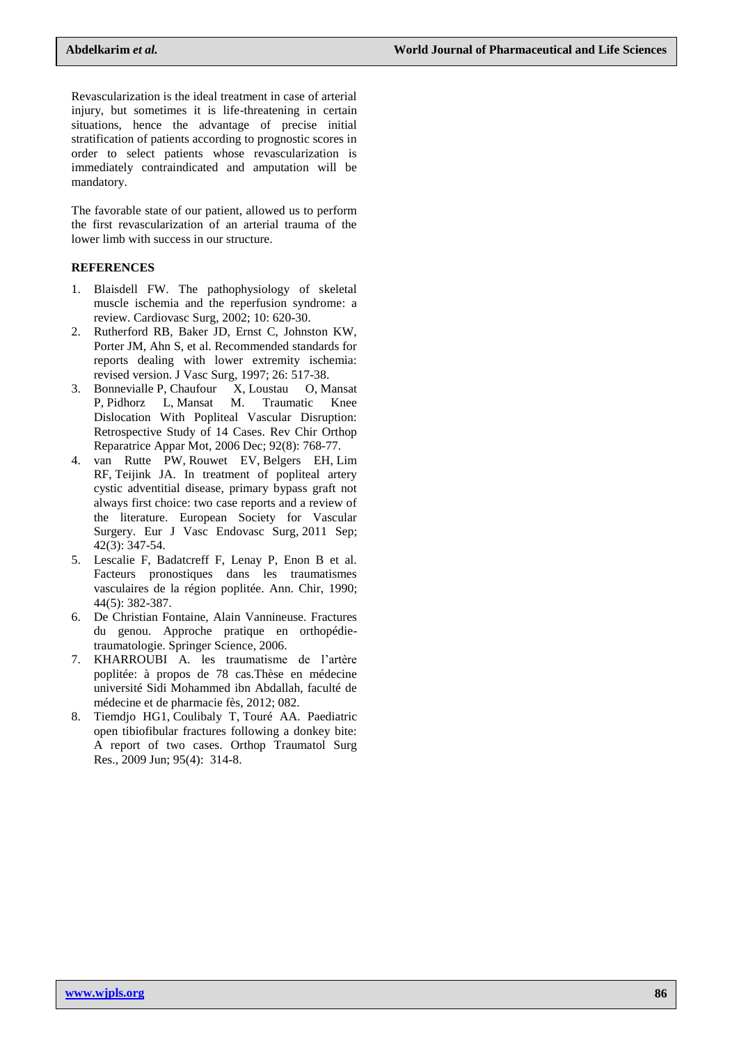Revascularization is the ideal treatment in case of arterial injury, but sometimes it is life-threatening in certain situations, hence the advantage of precise initial stratification of patients according to prognostic scores in order to select patients whose revascularization is immediately contraindicated and amputation will be mandatory.

The favorable state of our patient, allowed us to perform the first revascularization of an arterial trauma of the lower limb with success in our structure.

## REFERENCES

1. Blaisdell FW. The pathophysiology of skeletal muscle ischemia and the reperfusion syndrome: a review. Cardiovasc Surg, 2002; 10: 620-30.
2. Rutherford RB, Baker JD, Ernst C, Johnston KW, Porter JM, Ahn S, et al. Recommended standards for reports dealing with lower extremity ischemia: revised version. J Vasc Surg, 1997; 26: 517-38.
3. Bonnevialle P, Chaufour X, Loustau O, Mansat P, Pidhorz L, Mansat M. Traumatic Knee Dislocation With Popliteal Vascular Disruption: Retrospective Study of 14 Cases. Rev Chir Orthop Reparatrice Appar Mot, 2006 Dec; 92(8): 768-77.
4. van Rutte PW, Rouwet EV, Belgers EH, Lim RF, Teijink JA. In treatment of popliteal artery cystic adventitial disease, primary bypass graft not always first choice: two case reports and a review of the literature. European Society for Vascular Surgery. Eur J Vasc Endovasc Surg, 2011 Sep; 42(3): 347-54.
5. Lescalie F, Badatcreff F, Lenay P, Enon B et al. Facteurs pronostiques dans les traumatismes vasculaires de la région poplitée. Ann. Chir, 1990; 44(5): 382-387.
6. De Christian Fontaine, Alain Vannineuse. Fractures du genou. Approche pratique en orthopédie-traumatologie. Springer Science, 2006.
7. KHARROUBI A. les traumatisme de l'artère poplitée: à propos de 78 cas.Thèse en médecine université Sidi Mohammed ibn Abdallah, faculté de médecine et de pharmacie fès, 2012; 082.
8. Tiemdjo HG1, Coulibaly T, Touré AA. Paediatric open tibiofibular fractures following a donkey bite: A report of two cases. Orthop Traumatol Surg Res., 2009 Jun; 95(4): 314-8.